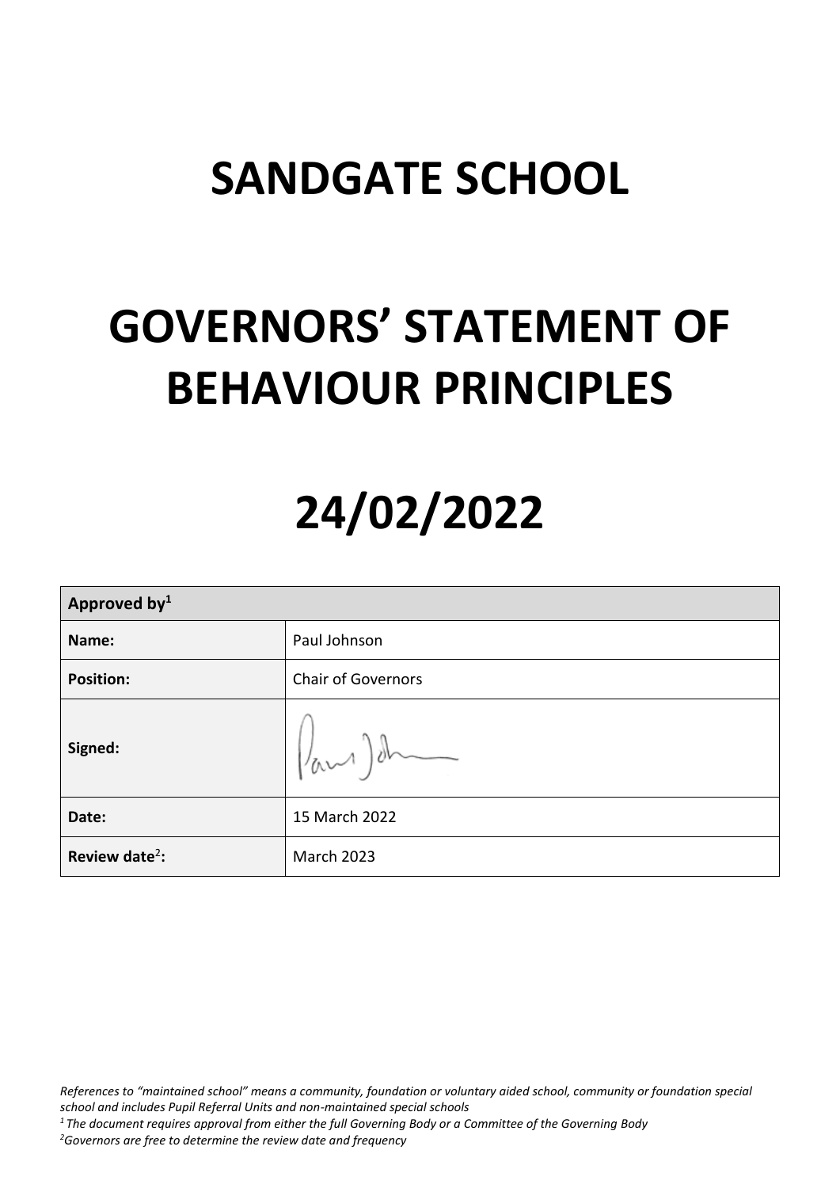# SANDGATE SCHOOL

# GOVERNORS' STATEMENT OF BEHAVIOUR PRINCIPLES

# 24/02/2022

| **Approved by[1]** | |
|---|---|
| **Name:** | Paul Johnson |
| **Position:** | Chair of Governors |
| **Signed:** | |
| **Date:** | 15 March 2022 |
| **Review date[2]:** | March 2023 |

*References to "maintained school" means a community, foundation or voluntary aided school, community or foundation special school and includes Pupil Referral Units and non-maintained special schools*

*[1] The document requires approval from either the full Governing Body or a Committee of the Governing Body*

*[2] Governors are free to determine the review date and frequency*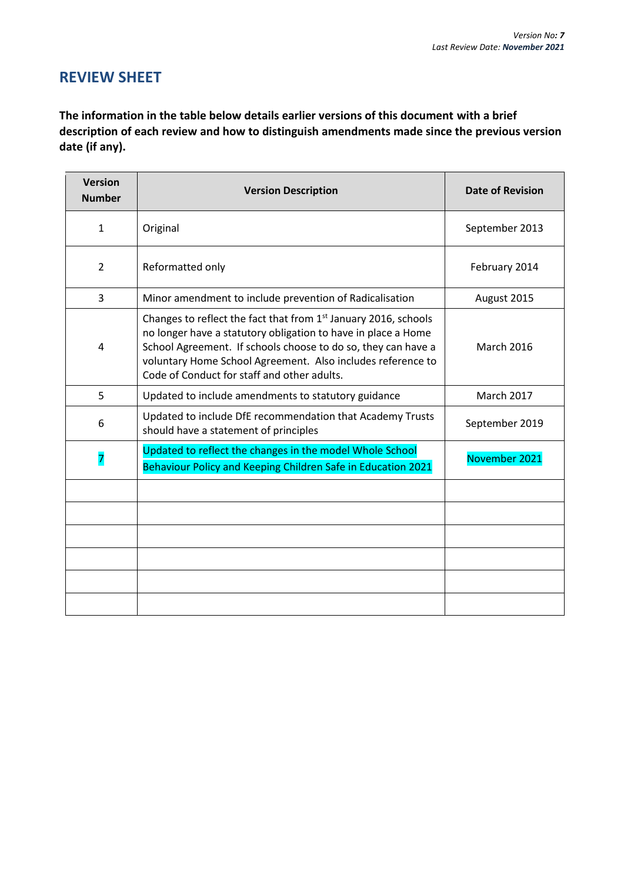*Version No: **7***
*Last Review Date: **November 2021***

## REVIEW SHEET

**The information in the table below details earlier versions of this document with a brief description of each review and how to distinguish amendments made since the previous version date (if any).**

| Version Number | Version Description | Date of Revision |
|---|---|---|
| 1 | Original | September 2013 |
| 2 | Reformatted only | February 2014 |
| 3 | Minor amendment to include prevention of Radicalisation | August 2015 |
| 4 | Changes to reflect the fact that from 1st January 2016, schools no longer have a statutory obligation to have in place a Home School Agreement. If schools choose to do so, they can have a voluntary Home School Agreement. Also includes reference to Code of Conduct for staff and other adults. | March 2016 |
| 5 | Updated to include amendments to statutory guidance | March 2017 |
| 6 | Updated to include DfE recommendation that Academy Trusts should have a statement of principles | September 2019 |
| 7 | Updated to reflect the changes in the model Whole School Behaviour Policy and Keeping Children Safe in Education 2021 | November 2021 |
| | | |
| | | |
| | | |
| | | |
| | | |
| | | |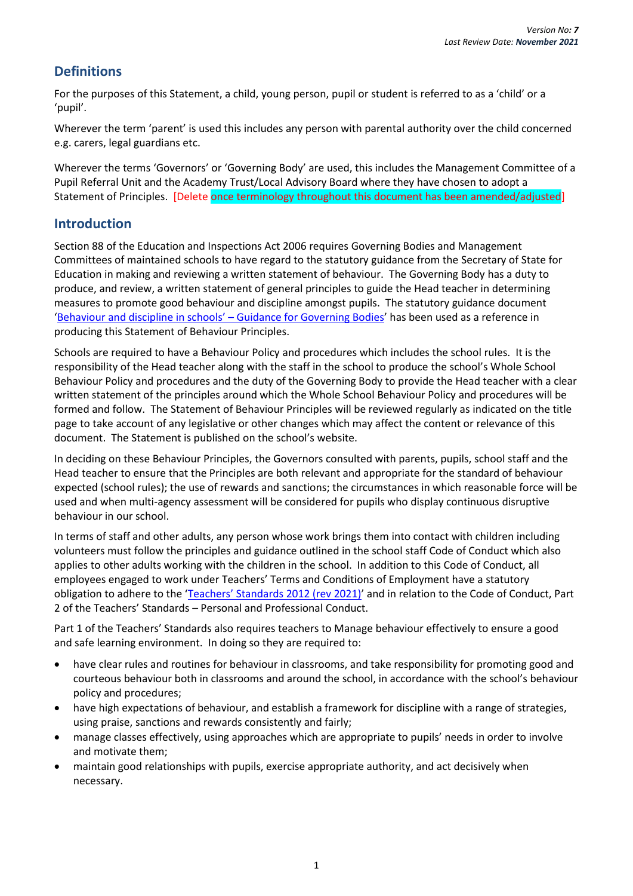## Definitions

For the purposes of this Statement, a child, young person, pupil or student is referred to as a 'child' or a 'pupil'.

Wherever the term 'parent' is used this includes any person with parental authority over the child concerned e.g. carers, legal guardians etc.

Wherever the terms 'Governors' or 'Governing Body' are used, this includes the Management Committee of a Pupil Referral Unit and the Academy Trust/Local Advisory Board where they have chosen to adopt a Statement of Principles. [Delete once terminology throughout this document has been amended/adjusted]

## Introduction

Section 88 of the Education and Inspections Act 2006 requires Governing Bodies and Management Committees of maintained schools to have regard to the statutory guidance from the Secretary of State for Education in making and reviewing a written statement of behaviour. The Governing Body has a duty to produce, and review, a written statement of general principles to guide the Head teacher in determining measures to promote good behaviour and discipline amongst pupils. The statutory guidance document 'Behaviour and discipline in schools' – Guidance for Governing Bodies' has been used as a reference in producing this Statement of Behaviour Principles.

Schools are required to have a Behaviour Policy and procedures which includes the school rules. It is the responsibility of the Head teacher along with the staff in the school to produce the school's Whole School Behaviour Policy and procedures and the duty of the Governing Body to provide the Head teacher with a clear written statement of the principles around which the Whole School Behaviour Policy and procedures will be formed and follow. The Statement of Behaviour Principles will be reviewed regularly as indicated on the title page to take account of any legislative or other changes which may affect the content or relevance of this document. The Statement is published on the school's website.

In deciding on these Behaviour Principles, the Governors consulted with parents, pupils, school staff and the Head teacher to ensure that the Principles are both relevant and appropriate for the standard of behaviour expected (school rules); the use of rewards and sanctions; the circumstances in which reasonable force will be used and when multi-agency assessment will be considered for pupils who display continuous disruptive behaviour in our school.

In terms of staff and other adults, any person whose work brings them into contact with children including volunteers must follow the principles and guidance outlined in the school staff Code of Conduct which also applies to other adults working with the children in the school. In addition to this Code of Conduct, all employees engaged to work under Teachers' Terms and Conditions of Employment have a statutory obligation to adhere to the 'Teachers' Standards 2012 (rev 2021)' and in relation to the Code of Conduct, Part 2 of the Teachers' Standards – Personal and Professional Conduct.

Part 1 of the Teachers' Standards also requires teachers to Manage behaviour effectively to ensure a good and safe learning environment. In doing so they are required to:

- have clear rules and routines for behaviour in classrooms, and take responsibility for promoting good and courteous behaviour both in classrooms and around the school, in accordance with the school's behaviour policy and procedures;
- have high expectations of behaviour, and establish a framework for discipline with a range of strategies, using praise, sanctions and rewards consistently and fairly;
- manage classes effectively, using approaches which are appropriate to pupils' needs in order to involve and motivate them;
- maintain good relationships with pupils, exercise appropriate authority, and act decisively when necessary.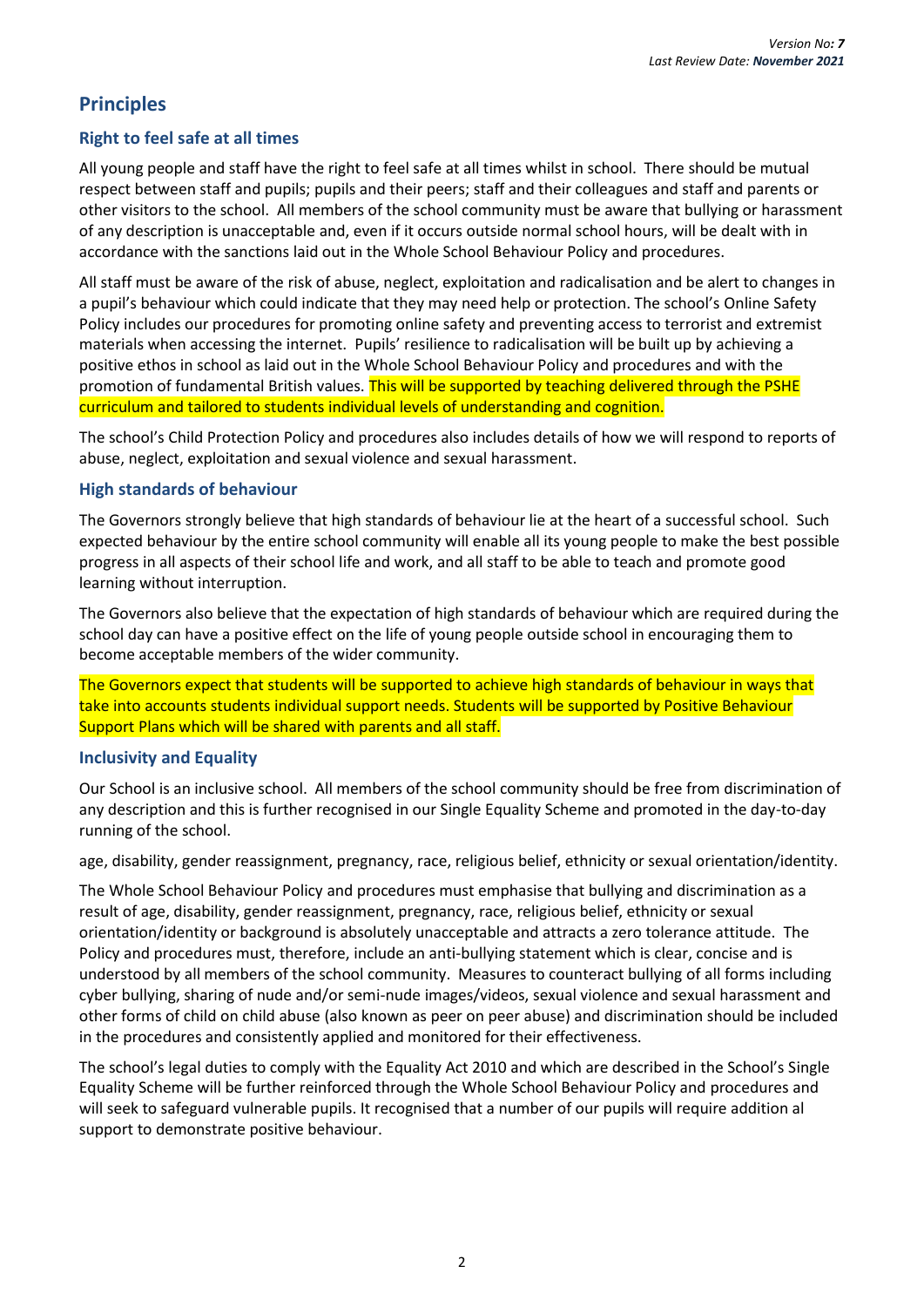## Principles

### Right to feel safe at all times

All young people and staff have the right to feel safe at all times whilst in school. There should be mutual respect between staff and pupils; pupils and their peers; staff and their colleagues and staff and parents or other visitors to the school. All members of the school community must be aware that bullying or harassment of any description is unacceptable and, even if it occurs outside normal school hours, will be dealt with in accordance with the sanctions laid out in the Whole School Behaviour Policy and procedures.

All staff must be aware of the risk of abuse, neglect, exploitation and radicalisation and be alert to changes in a pupil's behaviour which could indicate that they may need help or protection. The school's Online Safety Policy includes our procedures for promoting online safety and preventing access to terrorist and extremist materials when accessing the internet. Pupils' resilience to radicalisation will be built up by achieving a positive ethos in school as laid out in the Whole School Behaviour Policy and procedures and with the promotion of fundamental British values. This will be supported by teaching delivered through the PSHE curriculum and tailored to students individual levels of understanding and cognition.

The school's Child Protection Policy and procedures also includes details of how we will respond to reports of abuse, neglect, exploitation and sexual violence and sexual harassment.

### High standards of behaviour

The Governors strongly believe that high standards of behaviour lie at the heart of a successful school. Such expected behaviour by the entire school community will enable all its young people to make the best possible progress in all aspects of their school life and work, and all staff to be able to teach and promote good learning without interruption.

The Governors also believe that the expectation of high standards of behaviour which are required during the school day can have a positive effect on the life of young people outside school in encouraging them to become acceptable members of the wider community.

The Governors expect that students will be supported to achieve high standards of behaviour in ways that take into accounts students individual support needs. Students will be supported by Positive Behaviour Support Plans which will be shared with parents and all staff.

### Inclusivity and Equality

Our School is an inclusive school. All members of the school community should be free from discrimination of any description and this is further recognised in our Single Equality Scheme and promoted in the day-to-day running of the school.

age, disability, gender reassignment, pregnancy, race, religious belief, ethnicity or sexual orientation/identity.

The Whole School Behaviour Policy and procedures must emphasise that bullying and discrimination as a result of age, disability, gender reassignment, pregnancy, race, religious belief, ethnicity or sexual orientation/identity or background is absolutely unacceptable and attracts a zero tolerance attitude. The Policy and procedures must, therefore, include an anti-bullying statement which is clear, concise and is understood by all members of the school community. Measures to counteract bullying of all forms including cyber bullying, sharing of nude and/or semi-nude images/videos, sexual violence and sexual harassment and other forms of child on child abuse (also known as peer on peer abuse) and discrimination should be included in the procedures and consistently applied and monitored for their effectiveness.

The school's legal duties to comply with the Equality Act 2010 and which are described in the School's Single Equality Scheme will be further reinforced through the Whole School Behaviour Policy and procedures and will seek to safeguard vulnerable pupils. It recognised that a number of our pupils will require addition al support to demonstrate positive behaviour.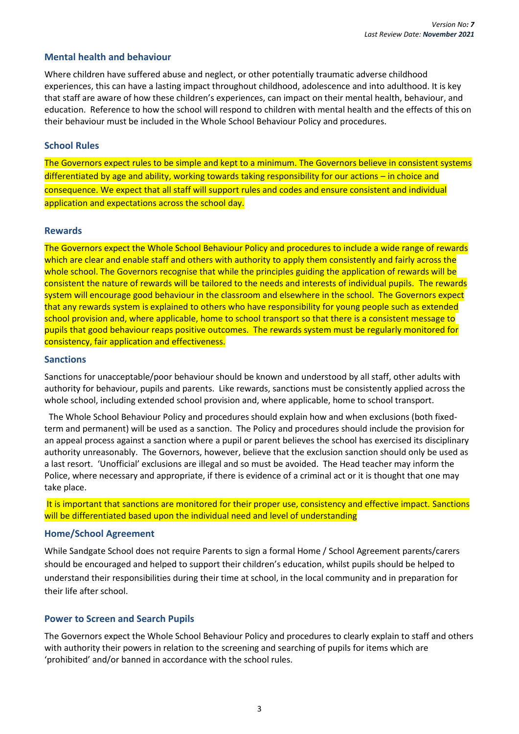## Mental health and behaviour

Where children have suffered abuse and neglect, or other potentially traumatic adverse childhood experiences, this can have a lasting impact throughout childhood, adolescence and into adulthood. It is key that staff are aware of how these children's experiences, can impact on their mental health, behaviour, and education. Reference to how the school will respond to children with mental health and the effects of this on their behaviour must be included in the Whole School Behaviour Policy and procedures.

## School Rules

The Governors expect rules to be simple and kept to a minimum. The Governors believe in consistent systems differentiated by age and ability, working towards taking responsibility for our actions – in choice and consequence. We expect that all staff will support rules and codes and ensure consistent and individual application and expectations across the school day.

## Rewards

The Governors expect the Whole School Behaviour Policy and procedures to include a wide range of rewards which are clear and enable staff and others with authority to apply them consistently and fairly across the whole school. The Governors recognise that while the principles guiding the application of rewards will be consistent the nature of rewards will be tailored to the needs and interests of individual pupils. The rewards system will encourage good behaviour in the classroom and elsewhere in the school. The Governors expect that any rewards system is explained to others who have responsibility for young people such as extended school provision and, where applicable, home to school transport so that there is a consistent message to pupils that good behaviour reaps positive outcomes. The rewards system must be regularly monitored for consistency, fair application and effectiveness.

## Sanctions

Sanctions for unacceptable/poor behaviour should be known and understood by all staff, other adults with authority for behaviour, pupils and parents. Like rewards, sanctions must be consistently applied across the whole school, including extended school provision and, where applicable, home to school transport.

The Whole School Behaviour Policy and procedures should explain how and when exclusions (both fixed-term and permanent) will be used as a sanction. The Policy and procedures should include the provision for an appeal process against a sanction where a pupil or parent believes the school has exercised its disciplinary authority unreasonably. The Governors, however, believe that the exclusion sanction should only be used as a last resort. 'Unofficial' exclusions are illegal and so must be avoided. The Head teacher may inform the Police, where necessary and appropriate, if there is evidence of a criminal act or it is thought that one may take place.

It is important that sanctions are monitored for their proper use, consistency and effective impact. Sanctions will be differentiated based upon the individual need and level of understanding

## Home/School Agreement

While Sandgate School does not require Parents to sign a formal Home / School Agreement parents/carers should be encouraged and helped to support their children's education, whilst pupils should be helped to understand their responsibilities during their time at school, in the local community and in preparation for their life after school.

## Power to Screen and Search Pupils

The Governors expect the Whole School Behaviour Policy and procedures to clearly explain to staff and others with authority their powers in relation to the screening and searching of pupils for items which are 'prohibited' and/or banned in accordance with the school rules.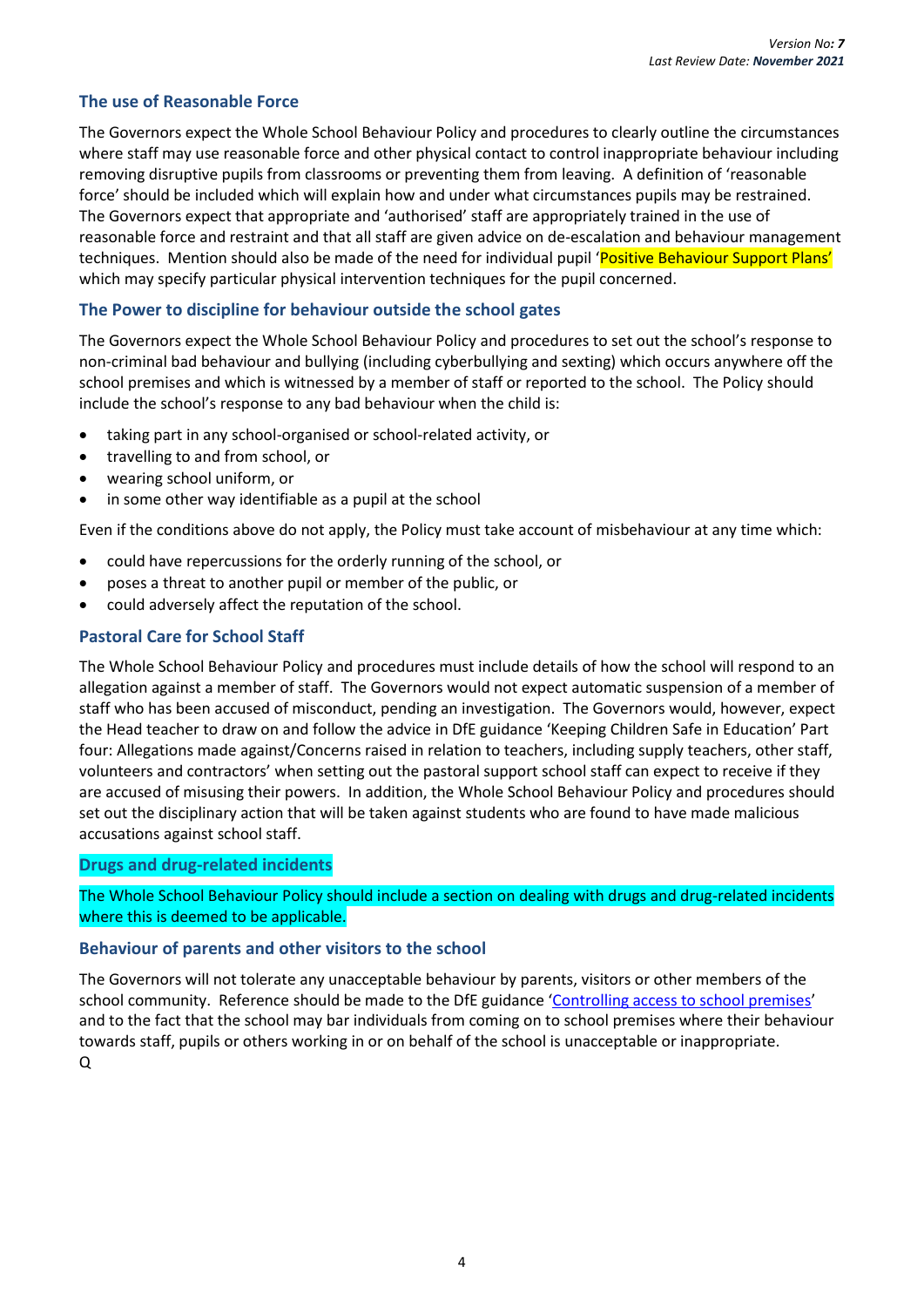## The use of Reasonable Force

The Governors expect the Whole School Behaviour Policy and procedures to clearly outline the circumstances where staff may use reasonable force and other physical contact to control inappropriate behaviour including removing disruptive pupils from classrooms or preventing them from leaving. A definition of 'reasonable force' should be included which will explain how and under what circumstances pupils may be restrained. The Governors expect that appropriate and 'authorised' staff are appropriately trained in the use of reasonable force and restraint and that all staff are given advice on de-escalation and behaviour management techniques. Mention should also be made of the need for individual pupil 'Positive Behaviour Support Plans' which may specify particular physical intervention techniques for the pupil concerned.

## The Power to discipline for behaviour outside the school gates

The Governors expect the Whole School Behaviour Policy and procedures to set out the school's response to non-criminal bad behaviour and bullying (including cyberbullying and sexting) which occurs anywhere off the school premises and which is witnessed by a member of staff or reported to the school. The Policy should include the school's response to any bad behaviour when the child is:

- taking part in any school-organised or school-related activity, or
- travelling to and from school, or
- wearing school uniform, or
- in some other way identifiable as a pupil at the school

Even if the conditions above do not apply, the Policy must take account of misbehaviour at any time which:

- could have repercussions for the orderly running of the school, or
- poses a threat to another pupil or member of the public, or
- could adversely affect the reputation of the school.

## Pastoral Care for School Staff

The Whole School Behaviour Policy and procedures must include details of how the school will respond to an allegation against a member of staff. The Governors would not expect automatic suspension of a member of staff who has been accused of misconduct, pending an investigation. The Governors would, however, expect the Head teacher to draw on and follow the advice in DfE guidance 'Keeping Children Safe in Education' Part four: Allegations made against/Concerns raised in relation to teachers, including supply teachers, other staff, volunteers and contractors' when setting out the pastoral support school staff can expect to receive if they are accused of misusing their powers. In addition, the Whole School Behaviour Policy and procedures should set out the disciplinary action that will be taken against students who are found to have made malicious accusations against school staff.

## Drugs and drug-related incidents

The Whole School Behaviour Policy should include a section on dealing with drugs and drug-related incidents where this is deemed to be applicable.

## Behaviour of parents and other visitors to the school

The Governors will not tolerate any unacceptable behaviour by parents, visitors or other members of the school community. Reference should be made to the DfE guidance 'Controlling access to school premises' and to the fact that the school may bar individuals from coming on to school premises where their behaviour towards staff, pupils or others working in or on behalf of the school is unacceptable or inappropriate.
Q